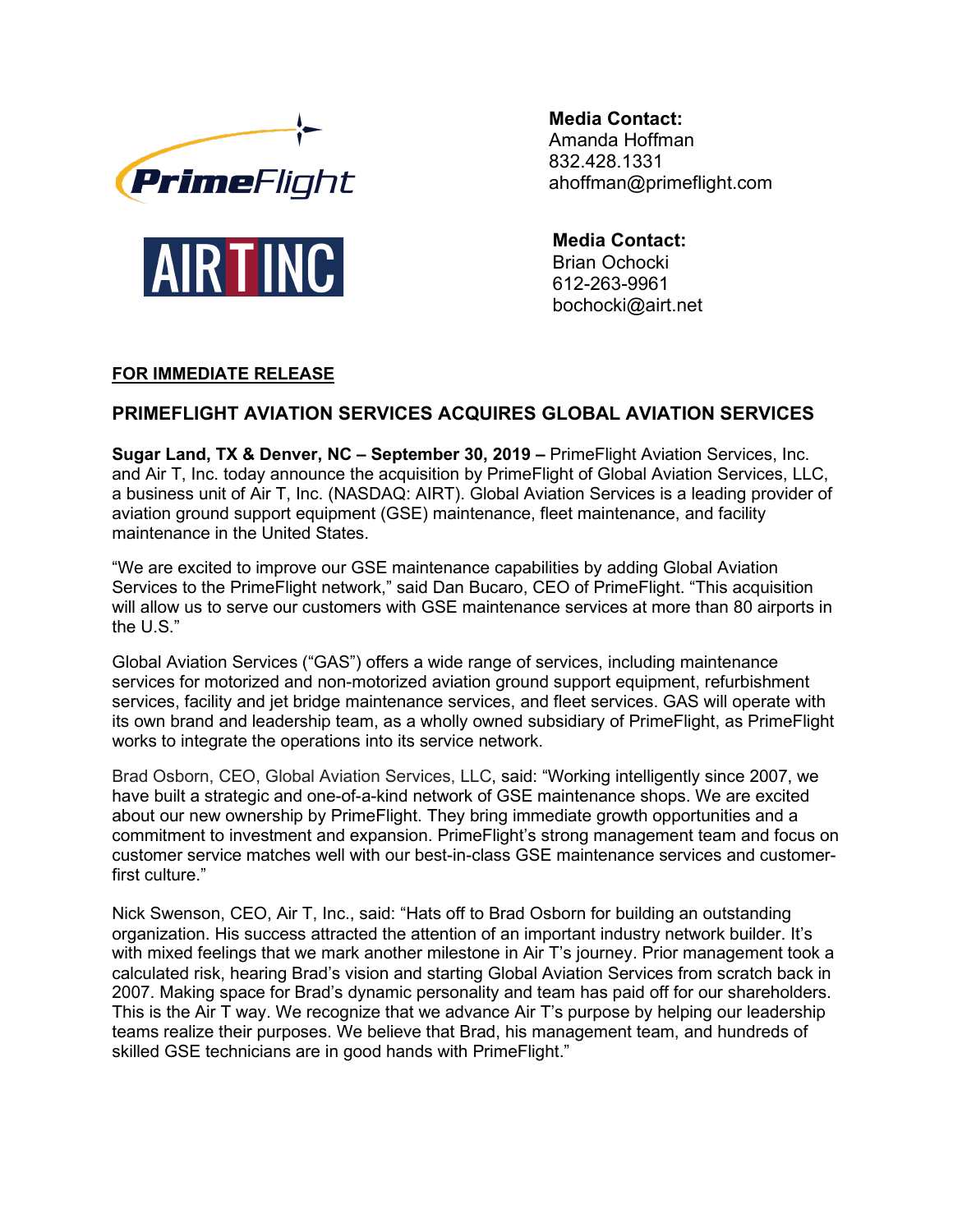**Media Contact:**
Amanda Hoffman
832.428.1331
ahoffman@primeflight.com

**Media Contact:**
Brian Ochocki
612-263-9961
bochocki@airt.net

**FOR IMMEDIATE RELEASE**

## PRIMEFLIGHT AVIATION SERVICES ACQUIRES GLOBAL AVIATION SERVICES

**Sugar Land, TX & Denver, NC – September 30, 2019 –** PrimeFlight Aviation Services, Inc. and Air T, Inc. today announce the acquisition by PrimeFlight of Global Aviation Services, LLC, a business unit of Air T, Inc. (NASDAQ: AIRT). Global Aviation Services is a leading provider of aviation ground support equipment (GSE) maintenance, fleet maintenance, and facility maintenance in the United States.

"We are excited to improve our GSE maintenance capabilities by adding Global Aviation Services to the PrimeFlight network," said Dan Bucaro, CEO of PrimeFlight. "This acquisition will allow us to serve our customers with GSE maintenance services at more than 80 airports in the U.S."

Global Aviation Services ("GAS") offers a wide range of services, including maintenance services for motorized and non-motorized aviation ground support equipment, refurbishment services, facility and jet bridge maintenance services, and fleet services. GAS will operate with its own brand and leadership team, as a wholly owned subsidiary of PrimeFlight, as PrimeFlight works to integrate the operations into its service network.

Brad Osborn, CEO, Global Aviation Services, LLC, said: "Working intelligently since 2007, we have built a strategic and one-of-a-kind network of GSE maintenance shops. We are excited about our new ownership by PrimeFlight. They bring immediate growth opportunities and a commitment to investment and expansion. PrimeFlight's strong management team and focus on customer service matches well with our best-in-class GSE maintenance services and customer-first culture."

Nick Swenson, CEO, Air T, Inc., said: "Hats off to Brad Osborn for building an outstanding organization. His success attracted the attention of an important industry network builder. It's with mixed feelings that we mark another milestone in Air T's journey. Prior management took a calculated risk, hearing Brad's vision and starting Global Aviation Services from scratch back in 2007. Making space for Brad's dynamic personality and team has paid off for our shareholders. This is the Air T way. We recognize that we advance Air T's purpose by helping our leadership teams realize their purposes. We believe that Brad, his management team, and hundreds of skilled GSE technicians are in good hands with PrimeFlight."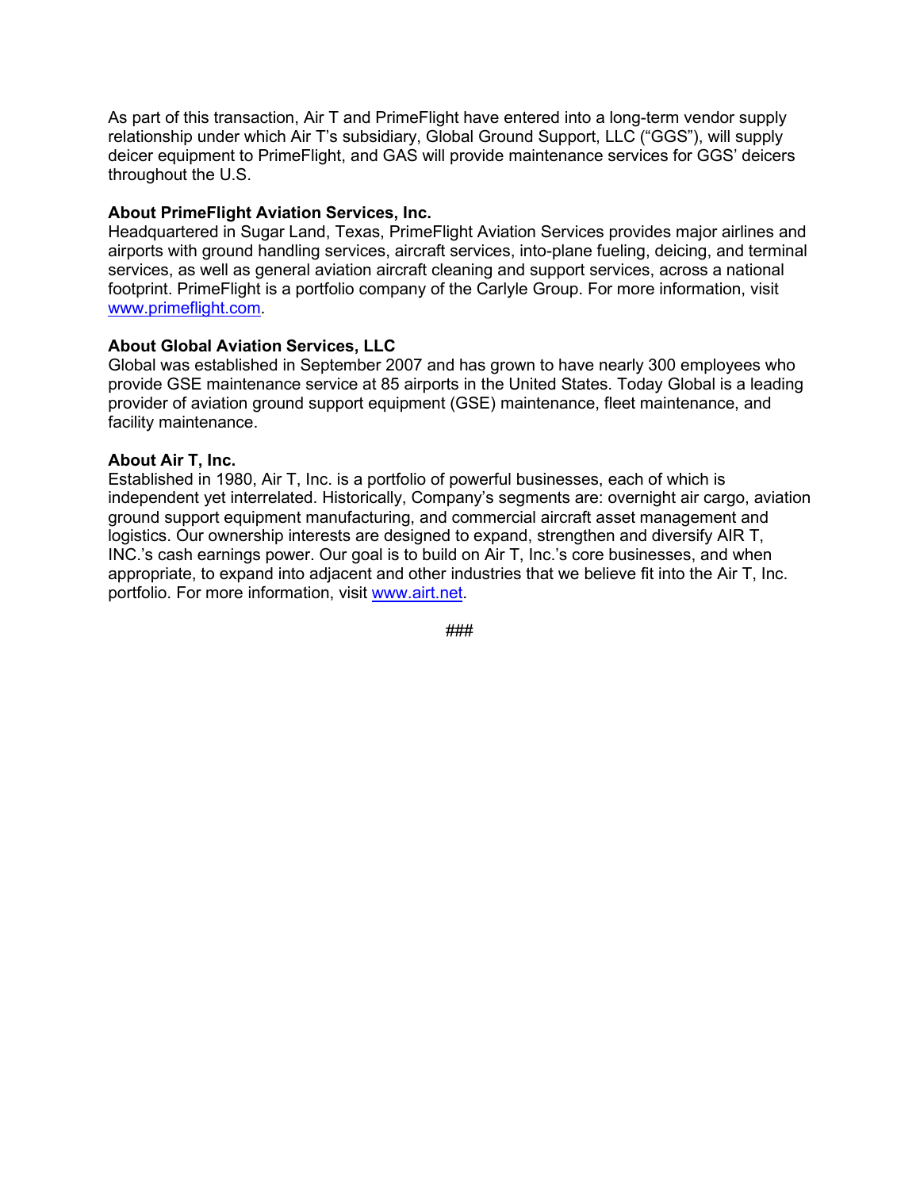As part of this transaction, Air T and PrimeFlight have entered into a long-term vendor supply relationship under which Air T's subsidiary, Global Ground Support, LLC ("GGS"), will supply deicer equipment to PrimeFlight, and GAS will provide maintenance services for GGS' deicers throughout the U.S.

**About PrimeFlight Aviation Services, Inc.**
Headquartered in Sugar Land, Texas, PrimeFlight Aviation Services provides major airlines and airports with ground handling services, aircraft services, into-plane fueling, deicing, and terminal services, as well as general aviation aircraft cleaning and support services, across a national footprint. PrimeFlight is a portfolio company of the Carlyle Group. For more information, visit [www.primeflight.com](http://www.primeflight.com).

**About Global Aviation Services, LLC**
Global was established in September 2007 and has grown to have nearly 300 employees who provide GSE maintenance service at 85 airports in the United States. Today Global is a leading provider of aviation ground support equipment (GSE) maintenance, fleet maintenance, and facility maintenance.

**About Air T, Inc.**
Established in 1980, Air T, Inc. is a portfolio of powerful businesses, each of which is independent yet interrelated. Historically, Company's segments are: overnight air cargo, aviation ground support equipment manufacturing, and commercial aircraft asset management and logistics. Our ownership interests are designed to expand, strengthen and diversify AIR T, INC.'s cash earnings power. Our goal is to build on Air T, Inc.'s core businesses, and when appropriate, to expand into adjacent and other industries that we believe fit into the Air T, Inc. portfolio. For more information, visit [www.airt.net](http://www.airt.net).

###